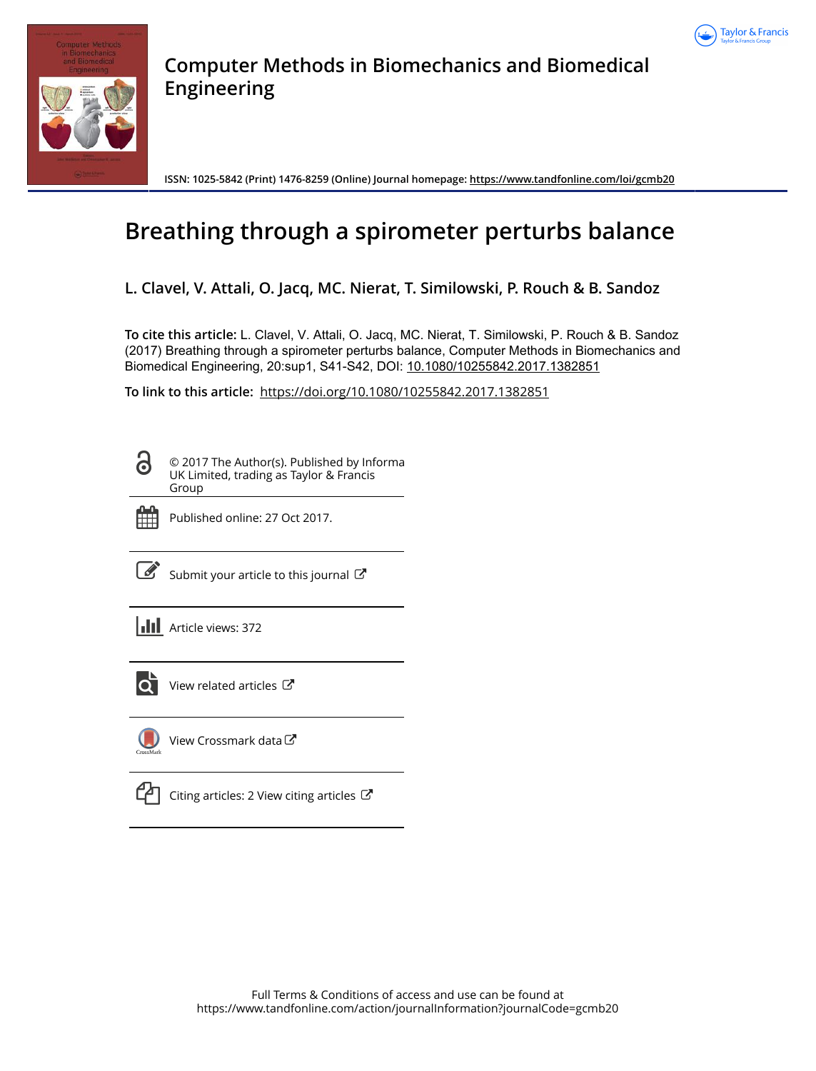# Computer Methods in Biomechanics and Biomedical Engineering

ISSN: 1025-5842 (Print) 1476-8259 (Online) Journal homepage: https://www.tandfonline.com/loi/gcmb20

# Breathing through a spirometer perturbs balance

**L. Clavel, V. Attali, O. Jacq, MC. Nierat, T. Similowski, P. Rouch & B. Sandoz**

**To cite this article:** L. Clavel, V. Attali, O. Jacq, MC. Nierat, T. Similowski, P. Rouch & B. Sandoz (2017) Breathing through a spirometer perturbs balance, Computer Methods in Biomechanics and Biomedical Engineering, 20:sup1, S41-S42, DOI: 10.1080/10255842.2017.1382851

**To link to this article:** https://doi.org/10.1080/10255842.2017.1382851

© 2017 The Author(s). Published by Informa UK Limited, trading as Taylor & Francis Group

Published online: 27 Oct 2017.

Submit your article to this journal

Article views: 372

View related articles

View Crossmark data

Citing articles: 2 View citing articles

Full Terms & Conditions of access and use can be found at https://www.tandfonline.com/action/journalInformation?journalCode=gcmb20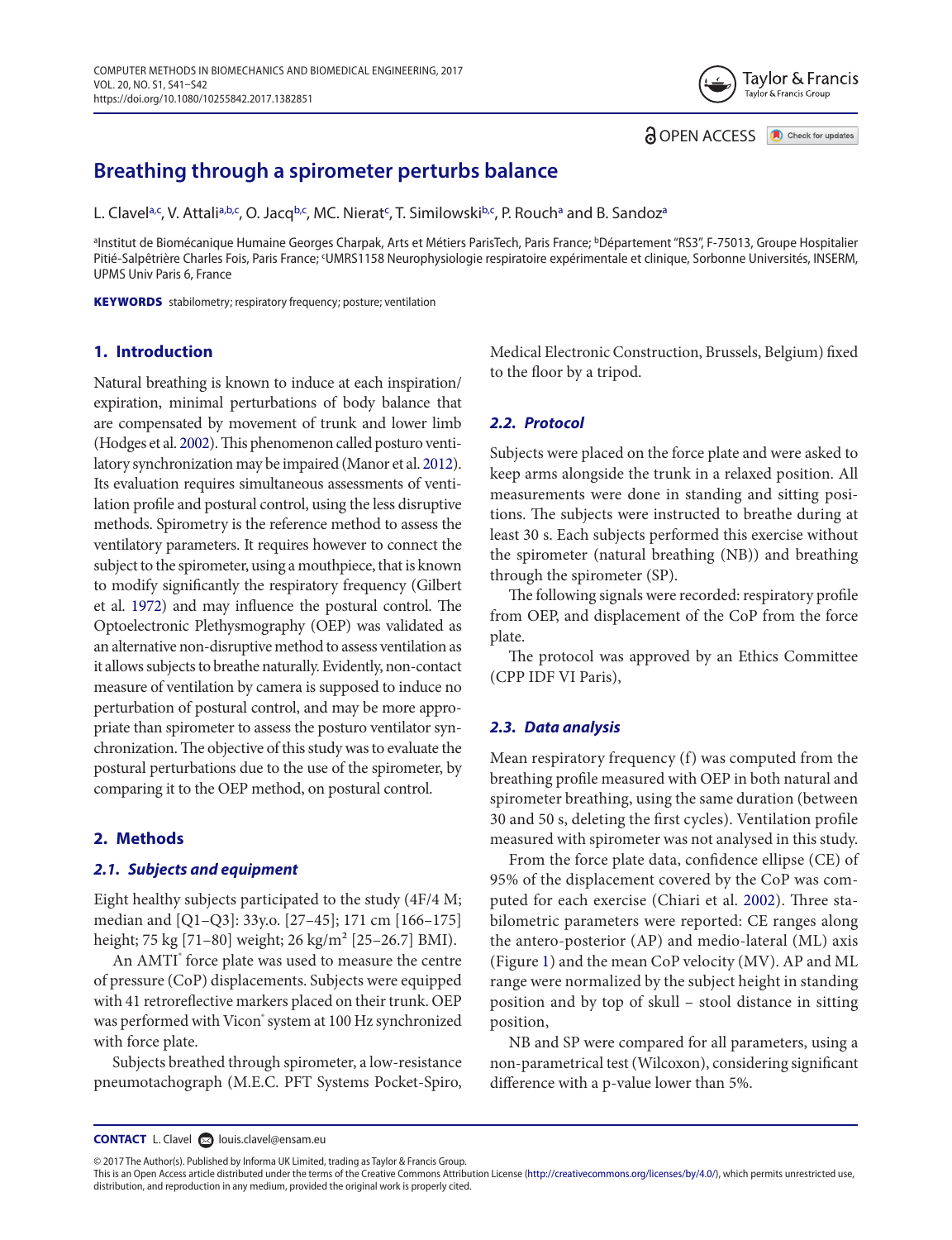# Breathing through a spirometer perturbs balance

L. Clavel[a,c], V. Attali[a,b,c], O. Jacq[b,c], MC. Nierat[c], T. Similowski[b,c], P. Rouch[a] and B. Sandoz[a]

[a]Institut de Biomécanique Humaine Georges Charpak, Arts et Métiers ParisTech, Paris France; [b]Département "RS3", F-75013, Groupe Hospitalier Pitié-Salpêtrière Charles Fois, Paris France; [c]UMRS1158 Neurophysiologie respiratoire expérimentale et clinique, Sorbonne Universités, INSERM, UPMS Univ Paris 6, France

**KEYWORDS** stabilometry; respiratory frequency; posture; ventilation

## 1. Introduction

Natural breathing is known to induce at each inspiration/expiration, minimal perturbations of body balance that are compensated by movement of trunk and lower limb (Hodges et al. 2002). This phenomenon called posturo ventilatory synchronization may be impaired (Manor et al. 2012). Its evaluation requires simultaneous assessments of ventilation profile and postural control, using the less disruptive methods. Spirometry is the reference method to assess the ventilatory parameters. It requires however to connect the subject to the spirometer, using a mouthpiece, that is known to modify significantly the respiratory frequency (Gilbert et al. 1972) and may influence the postural control. The Optoelectronic Plethysmography (OEP) was validated as an alternative non-disruptive method to assess ventilation as it allows subjects to breathe naturally. Evidently, non-contact measure of ventilation by camera is supposed to induce no perturbation of postural control, and may be more appropriate than spirometer to assess the posturo ventilator synchronization. The objective of this study was to evaluate the postural perturbations due to the use of the spirometer, by comparing it to the OEP method, on postural control.

## 2. Methods

### 2.1. Subjects and equipment

Eight healthy subjects participated to the study (4F/4 M; median and [Q1–Q3]: 33y.o. [27–45]; 171 cm [166–175] height; 75 kg [71–80] weight; 26 kg/m² [25–26.7] BMI).

An AMTI® force plate was used to measure the centre of pressure (CoP) displacements. Subjects were equipped with 41 retroreflective markers placed on their trunk. OEP was performed with Vicon® system at 100 Hz synchronized with force plate.

Subjects breathed through spirometer, a low-resistance pneumotachograph (M.E.C. PFT Systems Pocket-Spiro, Medical Electronic Construction, Brussels, Belgium) fixed to the floor by a tripod.

### 2.2. Protocol

Subjects were placed on the force plate and were asked to keep arms alongside the trunk in a relaxed position. All measurements were done in standing and sitting positions. The subjects were instructed to breathe during at least 30 s. Each subjects performed this exercise without the spirometer (natural breathing (NB)) and breathing through the spirometer (SP).

The following signals were recorded: respiratory profile from OEP, and displacement of the CoP from the force plate.

The protocol was approved by an Ethics Committee (CPP IDF VI Paris),

### 2.3. Data analysis

Mean respiratory frequency (f) was computed from the breathing profile measured with OEP in both natural and spirometer breathing, using the same duration (between 30 and 50 s, deleting the first cycles). Ventilation profile measured with spirometer was not analysed in this study.

From the force plate data, confidence ellipse (CE) of 95% of the displacement covered by the CoP was computed for each exercise (Chiari et al. 2002). Three stabilometric parameters were reported: CE ranges along the antero-posterior (AP) and medio-lateral (ML) axis (Figure 1) and the mean CoP velocity (MV). AP and ML range were normalized by the subject height in standing position and by top of skull – stool distance in sitting position,

NB and SP were compared for all parameters, using a non-parametrical test (Wilcoxon), considering significant difference with a p-value lower than 5%.

**CONTACT** L. Clavel louis.clavel@ensam.eu

© 2017 The Author(s). Published by Informa UK Limited, trading as Taylor & Francis Group.
This is an Open Access article distributed under the terms of the Creative Commons Attribution License (http://creativecommons.org/licenses/by/4.0/), which permits unrestricted use, distribution, and reproduction in any medium, provided the original work is properly cited.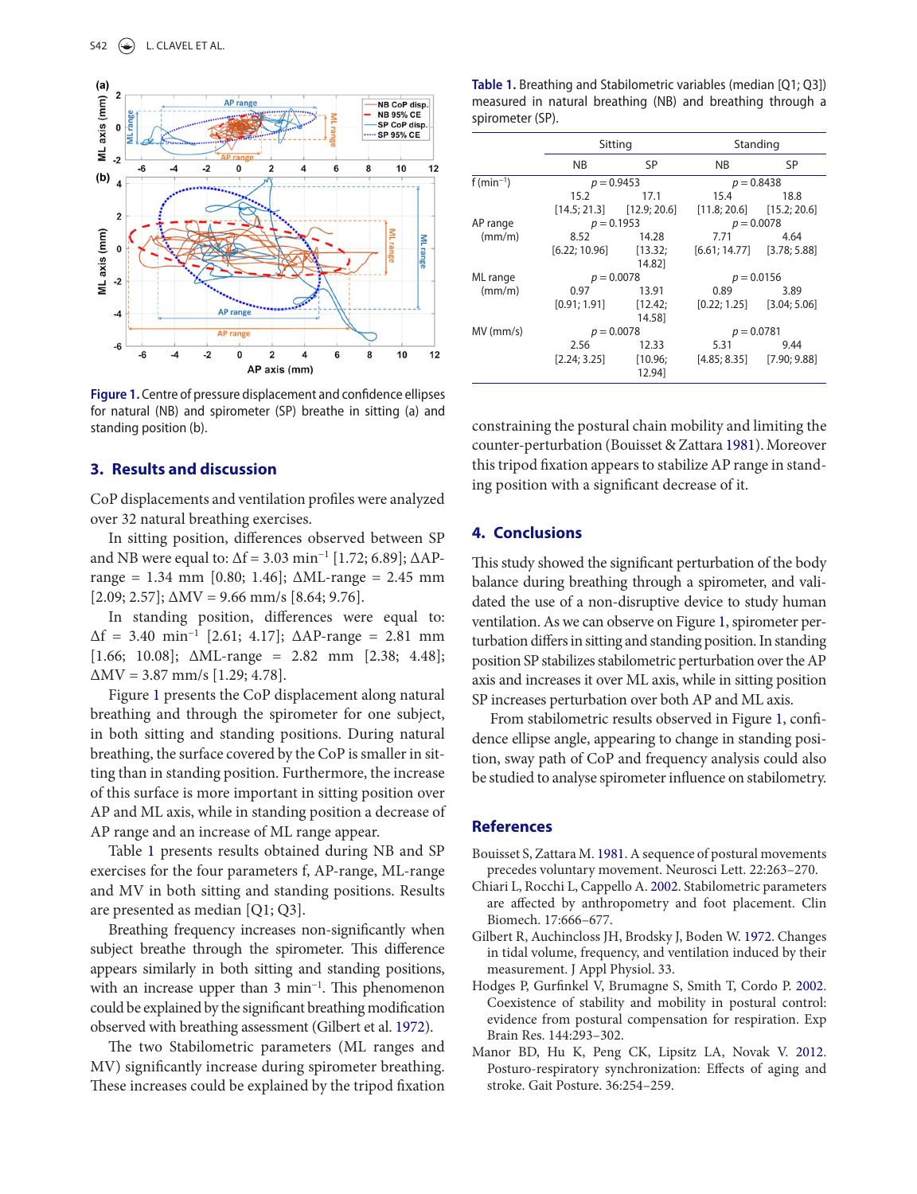(a)

ML axis (mm)

2
0
-2

-6 -4 -2 0 2 4 6 8 10 12

AP range
ML range
ML range
AP range

NB CoP disp.
NB 95% CE
SP CoP disp.
SP 95% CE

(b)

ML axis (mm)

4
2
0
-2
-4
-6

-6 -4 -2 0 2 4 6 8 10 12

AP axis (mm)

ML range
ML range
AP range
AP range

Figure 1. Centre of pressure displacement and confidence ellipses for natural (NB) and spirometer (SP) breathe in sitting (a) and standing position (b).

## 3. Results and discussion

CoP displacements and ventilation profiles were analyzed over 32 natural breathing exercises.

In sitting position, differences observed between SP and NB were equal to: $\Delta f = 3.03\ \text{min}^{-1}$ [1.72; 6.89]; ΔAP-range = 1.34 mm [0.80; 1.46]; ΔML-range = 2.45 mm [2.09; 2.57]; ΔMV = 9.66 mm/s [8.64; 9.76].

In standing position, differences were equal to: $\Delta f = 3.40\ \text{min}^{-1}$ [2.61; 4.17]; ΔAP-range = 2.81 mm [1.66; 10.08]; ΔML-range = 2.82 mm [2.38; 4.48]; ΔMV = 3.87 mm/s [1.29; 4.78].

Figure 1 presents the CoP displacement along natural breathing and through the spirometer for one subject, in both sitting and standing positions. During natural breathing, the surface covered by the CoP is smaller in sitting than in standing position. Furthermore, the increase of this surface is more important in sitting position over AP and ML axis, while in standing position a decrease of AP range and an increase of ML range appear.

Table 1 presents results obtained during NB and SP exercises for the four parameters f, AP-range, ML-range and MV in both sitting and standing positions. Results are presented as median [Q1; Q3].

Breathing frequency increases non-significantly when subject breathe through the spirometer. This difference appears similarly in both sitting and standing positions, with an increase upper than 3 $\text{min}^{-1}$. This phenomenon could be explained by the significant breathing modification observed with breathing assessment (Gilbert et al. 1972).

The two Stabilometric parameters (ML ranges and MV) significantly increase during spirometer breathing. These increases could be explained by the tripod fixation constraining the postural chain mobility and limiting the counter-perturbation (Bouisset & Zattara 1981). Moreover this tripod fixation appears to stabilize AP range in standing position with a significant decrease of it.

Table 1. Breathing and Stabilometric variables (median [Q1; Q3]) measured in natural breathing (NB) and breathing through a spirometer (SP).

| | Sitting | | Standing | |
|---|---|---|---|---|
| | NB | SP | NB | SP |
| f ($\text{min}^{-1}$) | $p = 0.9453$ | | $p = 0.8438$ | |
| | 15.2 [14.5; 21.3] | 17.1 [12.9; 20.6] | 15.4 [11.8; 20.6] | 18.8 [15.2; 20.6] |
| AP range (mm/m) | $p = 0.1953$ | | $p = 0.0078$ | |
| | 8.52 [6.22; 10.96] | 14.28 [13.32; 14.82] | 7.71 [6.61; 14.77] | 4.64 [3.78; 5.88] |
| ML range (mm/m) | $p = 0.0078$ | | $p = 0.0156$ | |
| | 0.97 [0.91; 1.91] | 13.91 [12.42; 14.58] | 0.89 [0.22; 1.25] | 3.89 [3.04; 5.06] |
| MV (mm/s) | $p = 0.0078$ | | $p = 0.0781$ | |
| | 2.56 [2.24; 3.25] | 12.33 [10.96; 12.94] | 5.31 [4.85; 8.35] | 9.44 [7.90; 9.88] |

## 4. Conclusions

This study showed the significant perturbation of the body balance during breathing through a spirometer, and validated the use of a non-disruptive device to study human ventilation. As we can observe on Figure 1, spirometer perturbation differs in sitting and standing position. In standing position SP stabilizes stabilometric perturbation over the AP axis and increases it over ML axis, while in sitting position SP increases perturbation over both AP and ML axis.

From stabilometric results observed in Figure 1, confidence ellipse angle, appearing to change in standing position, sway path of CoP and frequency analysis could also be studied to analyse spirometer influence on stabilometry.

## References

Bouisset S, Zattara M. 1981. A sequence of postural movements precedes voluntary movement. Neurosci Lett. 22:263–270.

Chiari L, Rocchi L, Cappello A. 2002. Stabilometric parameters are affected by anthropometry and foot placement. Clin Biomech. 17:666–677.

Gilbert R, Auchincloss JH, Brodsky J, Boden W. 1972. Changes in tidal volume, frequency, and ventilation induced by their measurement. J Appl Physiol. 33.

Hodges P, Gurfinkel V, Brumagne S, Smith T, Cordo P. 2002. Coexistence of stability and mobility in postural control: evidence from postural compensation for respiration. Exp Brain Res. 144:293–302.

Manor BD, Hu K, Peng CK, Lipsitz LA, Novak V. 2012. Posturo-respiratory synchronization: Effects of aging and stroke. Gait Posture. 36:254–259.